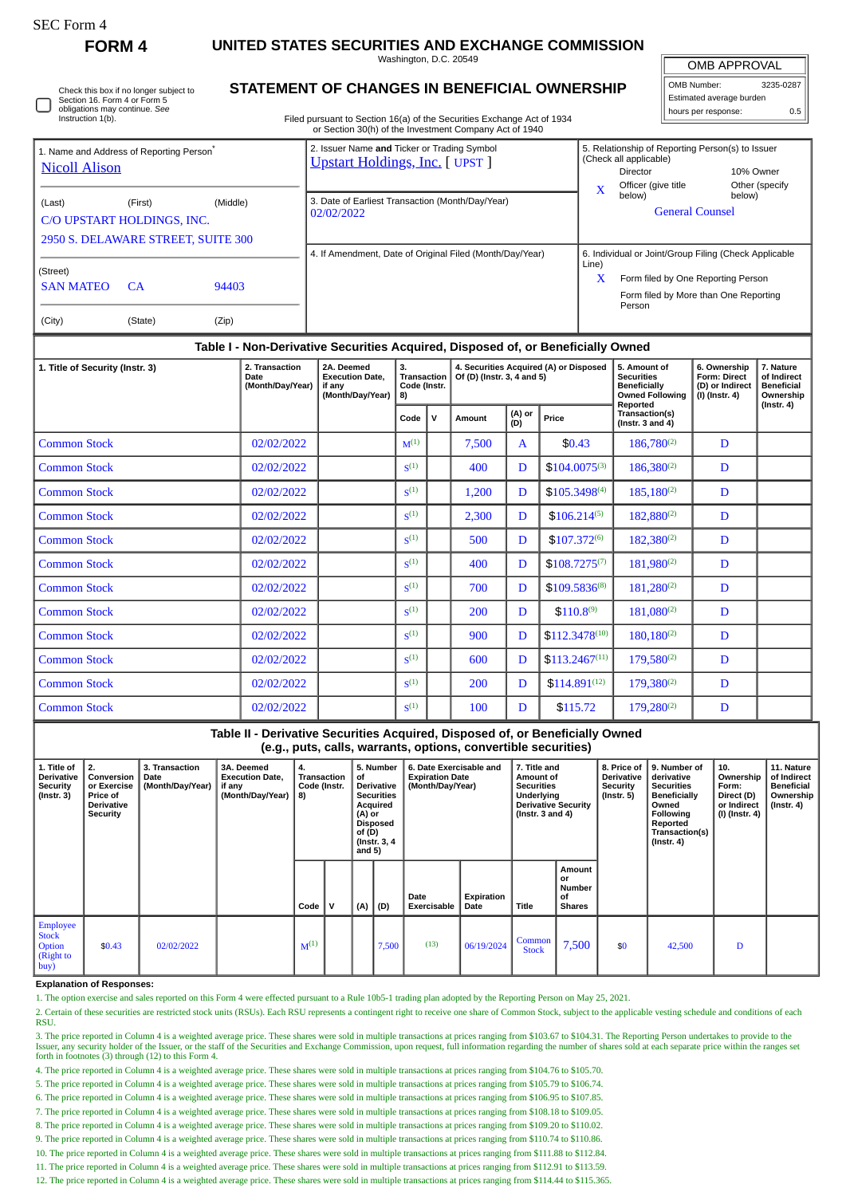SEC Form 4

**FORM 4**

# UNITED STATES SECURITIES AND EXCHANGE COMMISSION

Washington, D.C. 20549

## STATEMENT OF CHANGES IN BENEFICIAL OWNERSHIP

Filed pursuant to Section 16(a) of the Securities Exchange Act of 1934 or Section 30(h) of the Investment Company Act of 1940

| OMB APPROVAL | |
|---|---|
| OMB Number: | 3235-0287 |
| Estimated average burden | |
| hours per response: | 0.5 |

☐ Check this box if no longer subject to Section 16. Form 4 or Form 5 obligations may continue. *See* Instruction 1(b).

1. Name and Address of Reporting Person*
Nicoll Alison

(Last) (First) (Middle)
C/O UPSTART HOLDINGS, INC.
2950 S. DELAWARE STREET, SUITE 300

(Street)
SAN MATEO CA 94403

(City) (State) (Zip)

2. Issuer Name **and** Ticker or Trading Symbol
Upstart Holdings, Inc. [ UPST ]

3. Date of Earliest Transaction (Month/Day/Year)
02/02/2022

4. If Amendment, Date of Original Filed (Month/Day/Year)

5. Relationship of Reporting Person(s) to Issuer (Check all applicable)
Director | 10% Owner
X Officer (give title below) | Other (specify below)
General Counsel

6. Individual or Joint/Group Filing (Check Applicable Line)
X Form filed by One Reporting Person
Form filed by More than One Reporting Person

### Table I - Non-Derivative Securities Acquired, Disposed of, or Beneficially Owned

| 1. Title of Security (Instr. 3) | 2. Transaction Date (Month/Day/Year) | 2A. Deemed Execution Date, if any (Month/Day/Year) | 3. Transaction Code (Instr. 8) | | 4. Securities Acquired (A) or Disposed Of (D) (Instr. 3, 4 and 5) | | | 5. Amount of Securities Beneficially Owned Following Reported Transaction(s) (Instr. 3 and 4) | 6. Ownership Form: Direct (D) or Indirect (I) (Instr. 4) | 7. Nature of Indirect Beneficial Ownership (Instr. 4) |
|---|---|---|---|---|---|---|---|---|---|---|
| | | | Code | V | Amount | (A) or (D) | Price | | | |
| Common Stock | 02/02/2022 | | M[1] | | 7,500 | A | $0.43 | 186,780[2] | D | |
| Common Stock | 02/02/2022 | | S[1] | | 400 | D | $104.0075[3] | 186,380[2] | D | |
| Common Stock | 02/02/2022 | | S[1] | | 1,200 | D | $105.3498[4] | 185,180[2] | D | |
| Common Stock | 02/02/2022 | | S[1] | | 2,300 | D | $106.214[5] | 182,880[2] | D | |
| Common Stock | 02/02/2022 | | S[1] | | 500 | D | $107.372[6] | 182,380[2] | D | |
| Common Stock | 02/02/2022 | | S[1] | | 400 | D | $108.7275[7] | 181,980[2] | D | |
| Common Stock | 02/02/2022 | | S[1] | | 700 | D | $109.5836[8] | 181,280[2] | D | |
| Common Stock | 02/02/2022 | | S[1] | | 200 | D | $110.8[9] | 181,080[2] | D | |
| Common Stock | 02/02/2022 | | S[1] | | 900 | D | $112.3478[10] | 180,180[2] | D | |
| Common Stock | 02/02/2022 | | S[1] | | 600 | D | $113.2467[11] | 179,580[2] | D | |
| Common Stock | 02/02/2022 | | S[1] | | 200 | D | $114.891[12] | 179,380[2] | D | |
| Common Stock | 02/02/2022 | | S[1] | | 100 | D | $115.72 | 179,280[2] | D | |

### Table II - Derivative Securities Acquired, Disposed of, or Beneficially Owned (e.g., puts, calls, warrants, options, convertible securities)

| 1. Title of Derivative Security (Instr. 3) | 2. Conversion or Exercise Price of Derivative Security | 3. Transaction Date (Month/Day/Year) | 3A. Deemed Execution Date, if any (Month/Day/Year) | 4. Transaction Code (Instr. 8) | | 5. Number of Derivative Securities Acquired (A) or Disposed of (D) (Instr. 3, 4 and 5) | | 6. Date Exercisable and Expiration Date (Month/Day/Year) | | 7. Title and Amount of Securities Underlying Derivative Security (Instr. 3 and 4) | | 8. Price of Derivative Security (Instr. 5) | 9. Number of derivative Securities Beneficially Owned Following Reported Transaction(s) (Instr. 4) | 10. Ownership Form: Direct (D) or Indirect (I) (Instr. 4) | 11. Nature of Indirect Beneficial Ownership (Instr. 4) |
|---|---|---|---|---|---|---|---|---|---|---|---|---|---|---|---|
| | | | | Code | V | (A) | (D) | Date Exercisable | Expiration Date | Title | Amount or Number of Shares | | | | |
| Employee Stock Option (Right to buy) | $0.43 | 02/02/2022 | | M[1] | | | 7,500 | (13) | 06/19/2024 | Common Stock | 7,500 | $0 | 42,500 | D | |

**Explanation of Responses:**

1. The option exercise and sales reported on this Form 4 were effected pursuant to a Rule 10b5-1 trading plan adopted by the Reporting Person on May 25, 2021.

2. Certain of these securities are restricted stock units (RSUs). Each RSU represents a contingent right to receive one share of Common Stock, subject to the applicable vesting schedule and conditions of each RSU.

3. The price reported in Column 4 is a weighted average price. These shares were sold in multiple transactions at prices ranging from $103.67 to $104.31. The Reporting Person undertakes to provide to the Issuer, any security holder of the Issuer, or the staff of the Securities and Exchange Commission, upon request, full information regarding the number of shares sold at each separate price within the ranges set forth in footnotes (3) through (12) to this Form 4.

4. The price reported in Column 4 is a weighted average price. These shares were sold in multiple transactions at prices ranging from $104.76 to $105.70.

5. The price reported in Column 4 is a weighted average price. These shares were sold in multiple transactions at prices ranging from $105.79 to $106.74.

6. The price reported in Column 4 is a weighted average price. These shares were sold in multiple transactions at prices ranging from $106.95 to $107.85.

7. The price reported in Column 4 is a weighted average price. These shares were sold in multiple transactions at prices ranging from $108.18 to $109.05.

8. The price reported in Column 4 is a weighted average price. These shares were sold in multiple transactions at prices ranging from $109.20 to $110.02.

9. The price reported in Column 4 is a weighted average price. These shares were sold in multiple transactions at prices ranging from $110.74 to $110.86.

10. The price reported in Column 4 is a weighted average price. These shares were sold in multiple transactions at prices ranging from $111.88 to $112.84.

11. The price reported in Column 4 is a weighted average price. These shares were sold in multiple transactions at prices ranging from $112.91 to $113.59.

12. The price reported in Column 4 is a weighted average price. These shares were sold in multiple transactions at prices ranging from $114.44 to $115.365.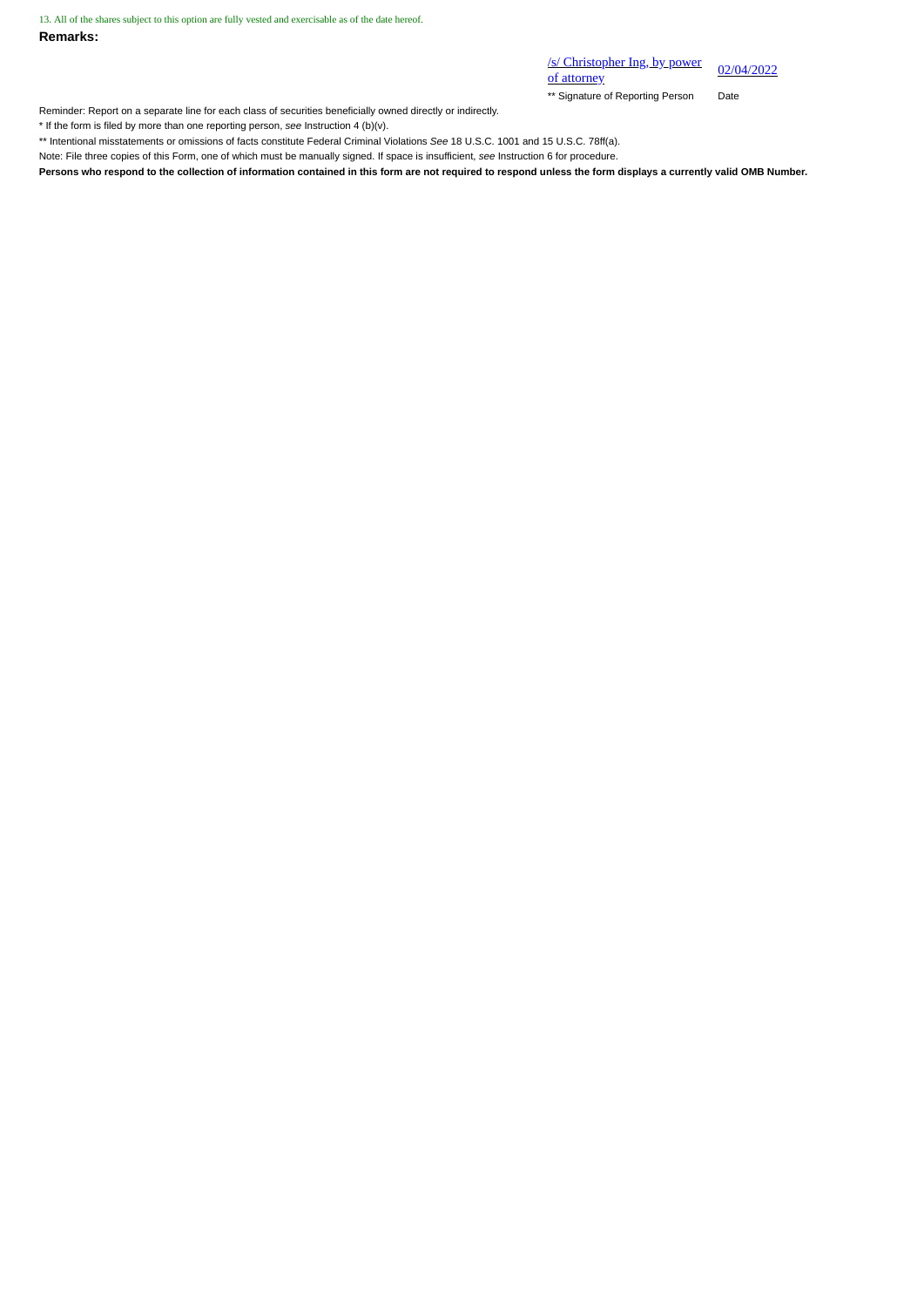13. All of the shares subject to this option are fully vested and exercisable as of the date hereof.

**Remarks:**

| | |
|---|---|
| /s/ Christopher Ing, by power of attorney | 02/04/2022 |
| ** Signature of Reporting Person | Date |

Reminder: Report on a separate line for each class of securities beneficially owned directly or indirectly.

* If the form is filed by more than one reporting person, *see* Instruction 4 (b)(v).

** Intentional misstatements or omissions of facts constitute Federal Criminal Violations *See* 18 U.S.C. 1001 and 15 U.S.C. 78ff(a).

Note: File three copies of this Form, one of which must be manually signed. If space is insufficient, *see* Instruction 6 for procedure.

**Persons who respond to the collection of information contained in this form are not required to respond unless the form displays a currently valid OMB Number.**